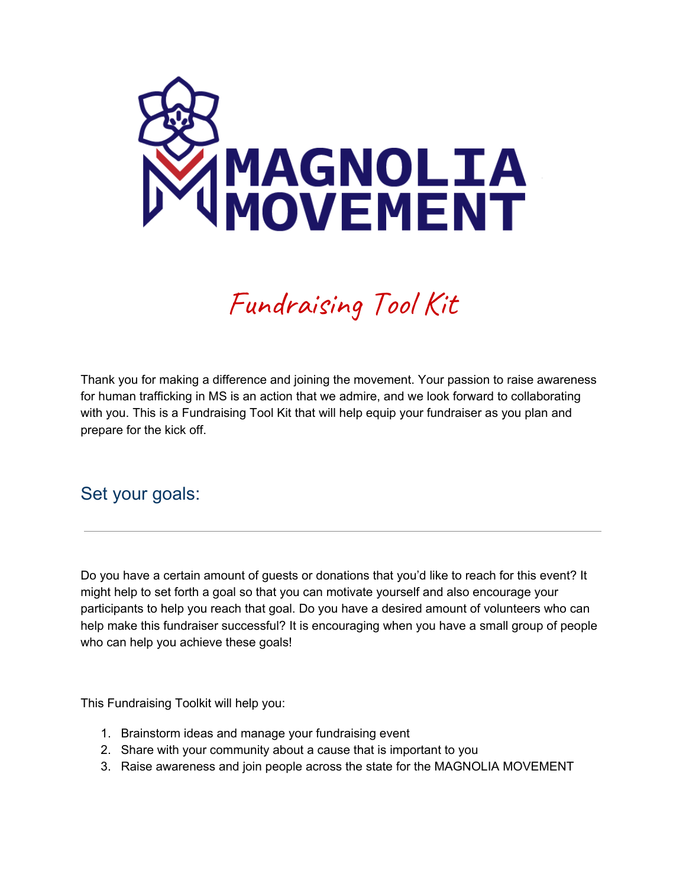# MAGNOLIA MOVEMENT

## Fundraising Tool Kit

Thank you for making a difference and joining the movement. Your passion to raise awareness for human trafficking in MS is an action that we admire, and we look forward to collaborating with you. This is a Fundraising Tool Kit that will help equip your fundraiser as you plan and prepare for the kick off.

## Set your goals:

---

Do you have a certain amount of guests or donations that you'd like to reach for this event? It might help to set forth a goal so that you can motivate yourself and also encourage your participants to help you reach that goal. Do you have a desired amount of volunteers who can help make this fundraiser successful? It is encouraging when you have a small group of people who can help you achieve these goals!

This Fundraising Toolkit will help you:

1. Brainstorm ideas and manage your fundraising event
2. Share with your community about a cause that is important to you
3. Raise awareness and join people across the state for the MAGNOLIA MOVEMENT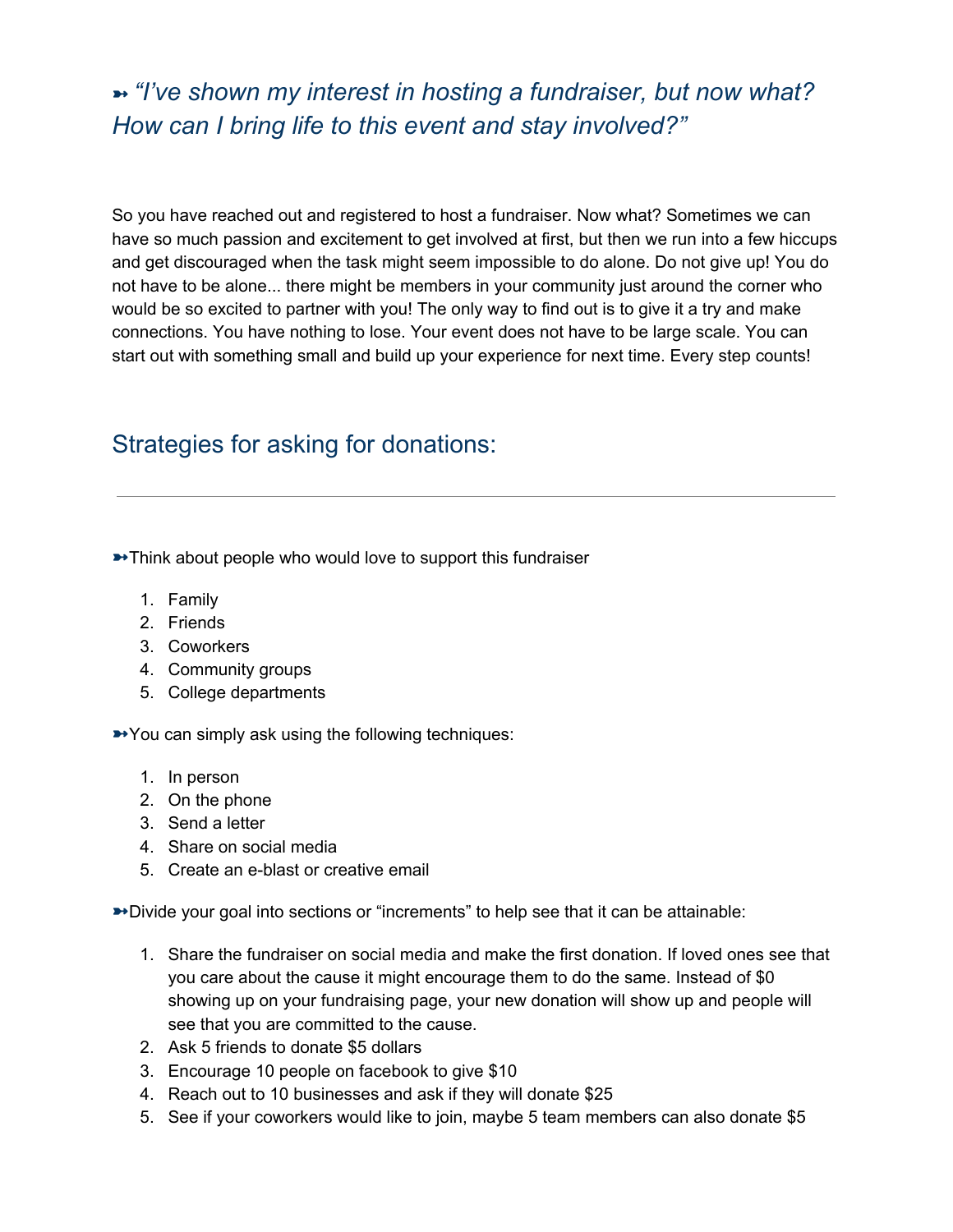## ➼ *“I’ve shown my interest in hosting a fundraiser, but now what? How can I bring life to this event and stay involved?”*

So you have reached out and registered to host a fundraiser. Now what? Sometimes we can have so much passion and excitement to get involved at first, but then we run into a few hiccups and get discouraged when the task might seem impossible to do alone. Do not give up! You do not have to be alone... there might be members in your community just around the corner who would be so excited to partner with you! The only way to find out is to give it a try and make connections. You have nothing to lose. Your event does not have to be large scale. You can start out with something small and build up your experience for next time. Every step counts!

## Strategies for asking for donations:

---

➼Think about people who would love to support this fundraiser

1. Family
2. Friends
3. Coworkers
4. Community groups
5. College departments

➼You can simply ask using the following techniques:

1. In person
2. On the phone
3. Send a letter
4. Share on social media
5. Create an e-blast or creative email

➼Divide your goal into sections or “increments” to help see that it can be attainable:

1. Share the fundraiser on social media and make the first donation. If loved ones see that you care about the cause it might encourage them to do the same. Instead of $0 showing up on your fundraising page, your new donation will show up and people will see that you are committed to the cause.
2. Ask 5 friends to donate $5 dollars
3. Encourage 10 people on facebook to give $10
4. Reach out to 10 businesses and ask if they will donate $25
5. See if your coworkers would like to join, maybe 5 team members can also donate $5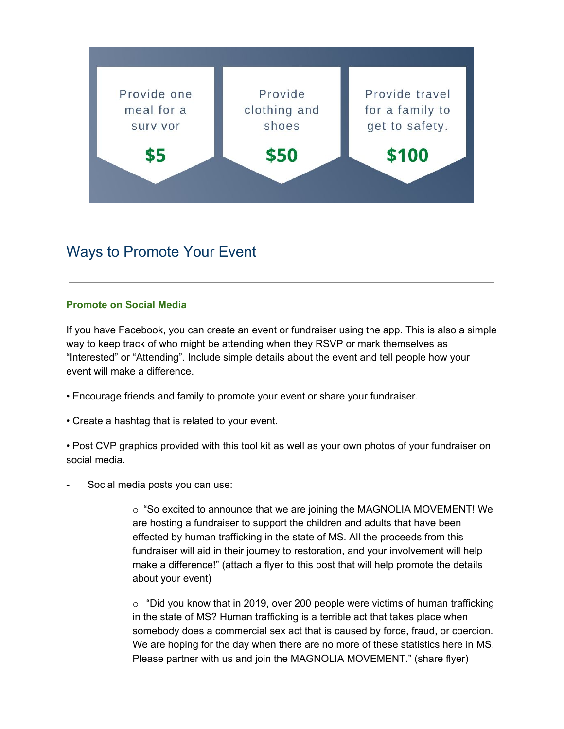Provide one meal for a survivor

**$5**

Provide clothing and shoes

**$50**

Provide travel for a family to get to safety.

**$100**

## Ways to Promote Your Event

---

**Promote on Social Media**

If you have Facebook, you can create an event or fundraiser using the app. This is also a simple way to keep track of who might be attending when they RSVP or mark themselves as "Interested" or "Attending". Include simple details about the event and tell people how your event will make a difference.

• Encourage friends and family to promote your event or share your fundraiser.

• Create a hashtag that is related to your event.

• Post CVP graphics provided with this tool kit as well as your own photos of your fundraiser on social media.

- Social media posts you can use:

  ○ "So excited to announce that we are joining the MAGNOLIA MOVEMENT! We are hosting a fundraiser to support the children and adults that have been effected by human trafficking in the state of MS. All the proceeds from this fundraiser will aid in their journey to restoration, and your involvement will help make a difference!" (attach a flyer to this post that will help promote the details about your event)

  ○ "Did you know that in 2019, over 200 people were victims of human trafficking in the state of MS? Human trafficking is a terrible act that takes place when somebody does a commercial sex act that is caused by force, fraud, or coercion. We are hoping for the day when there are no more of these statistics here in MS. Please partner with us and join the MAGNOLIA MOVEMENT." (share flyer)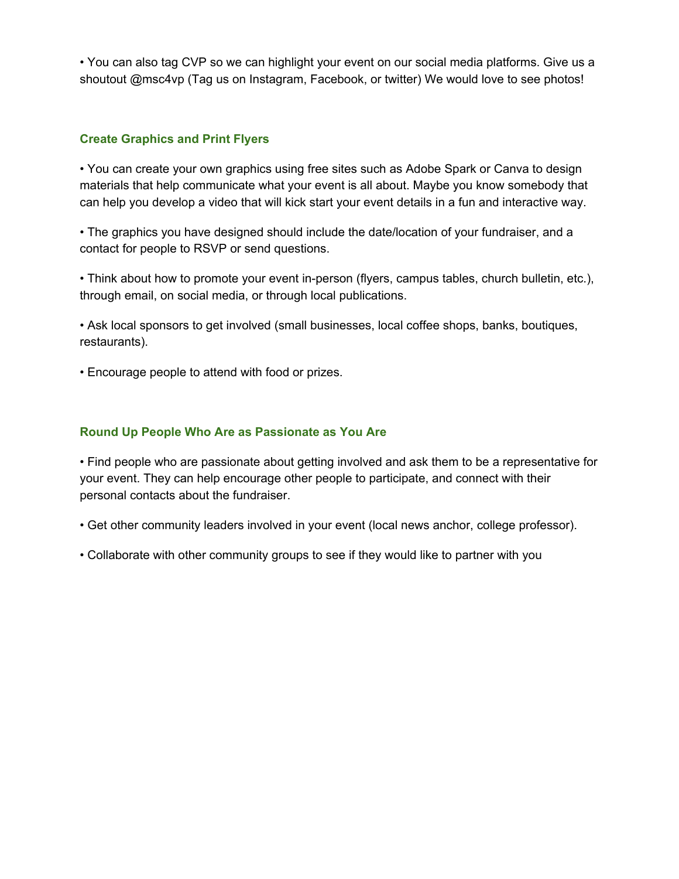- You can also tag CVP so we can highlight your event on our social media platforms. Give us a shoutout @msc4vp (Tag us on Instagram, Facebook, or twitter) We would love to see photos!

### Create Graphics and Print Flyers

- You can create your own graphics using free sites such as Adobe Spark or Canva to design materials that help communicate what your event is all about. Maybe you know somebody that can help you develop a video that will kick start your event details in a fun and interactive way.

- The graphics you have designed should include the date/location of your fundraiser, and a contact for people to RSVP or send questions.

- Think about how to promote your event in-person (flyers, campus tables, church bulletin, etc.), through email, on social media, or through local publications.

- Ask local sponsors to get involved (small businesses, local coffee shops, banks, boutiques, restaurants).

- Encourage people to attend with food or prizes.

### Round Up People Who Are as Passionate as You Are

- Find people who are passionate about getting involved and ask them to be a representative for your event. They can help encourage other people to participate, and connect with their personal contacts about the fundraiser.

- Get other community leaders involved in your event (local news anchor, college professor).

- Collaborate with other community groups to see if they would like to partner with you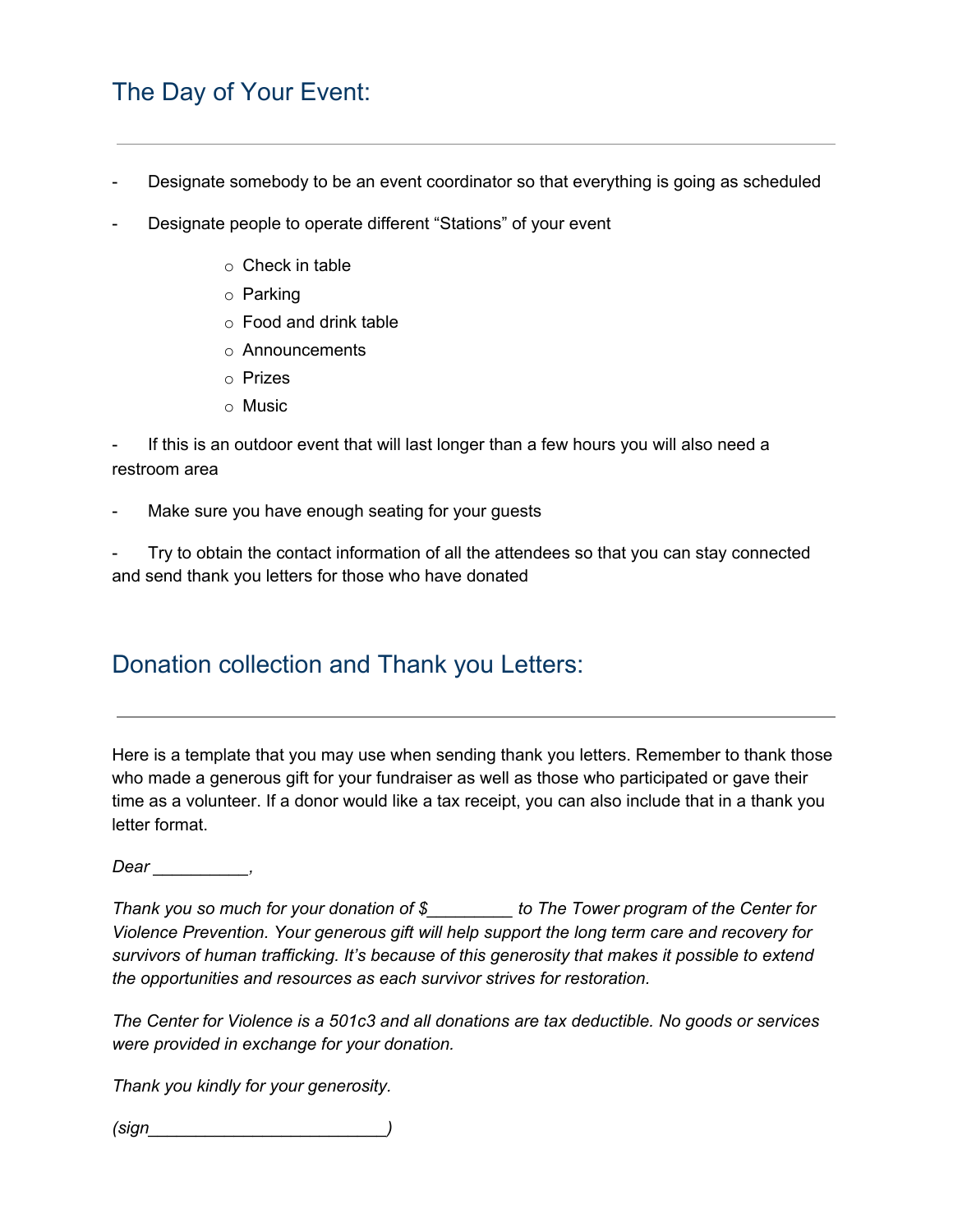## The Day of Your Event:

---

- Designate somebody to be an event coordinator so that everything is going as scheduled
- Designate people to operate different "Stations" of your event
  - Check in table
  - Parking
  - Food and drink table
  - Announcements
  - Prizes
  - Music
- If this is an outdoor event that will last longer than a few hours you will also need a restroom area
- Make sure you have enough seating for your guests
- Try to obtain the contact information of all the attendees so that you can stay connected and send thank you letters for those who have donated

## Donation collection and Thank you Letters:

---

Here is a template that you may use when sending thank you letters. Remember to thank those who made a generous gift for your fundraiser as well as those who participated or gave their time as a volunteer. If a donor would like a tax receipt, you can also include that in a thank you letter format.

*Dear __________,*

*Thank you so much for your donation of $_________ to The Tower program of the Center for Violence Prevention. Your generous gift will help support the long term care and recovery for survivors of human trafficking. It's because of this generosity that makes it possible to extend the opportunities and resources as each survivor strives for restoration.*

*The Center for Violence is a 501c3 and all donations are tax deductible. No goods or services were provided in exchange for your donation.*

*Thank you kindly for your generosity.*

*(sign_________________________)*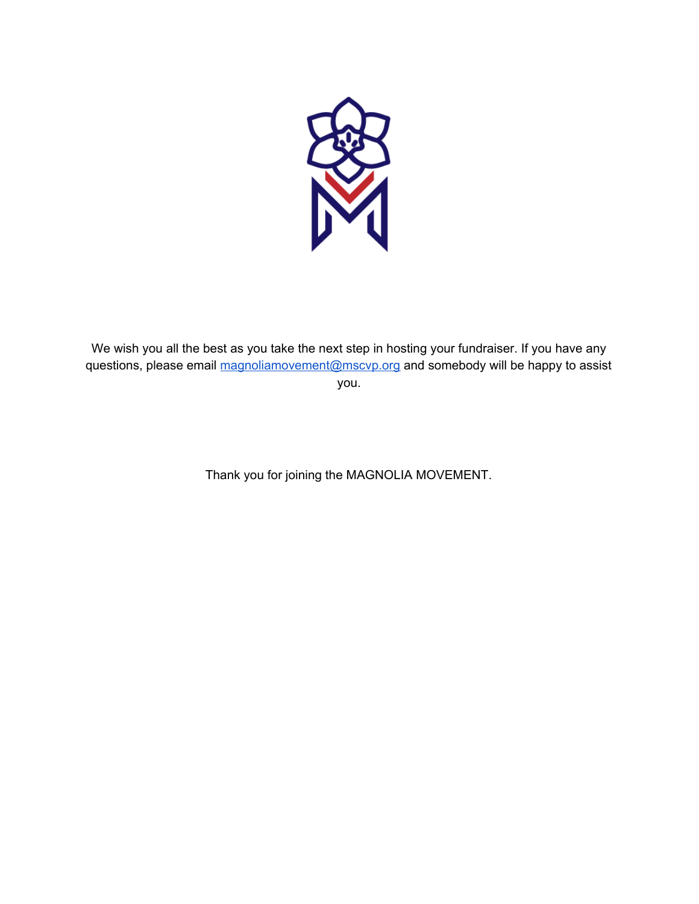We wish you all the best as you take the next step in hosting your fundraiser. If you have any questions, please email [magnoliamovement@mscvp.org](mailto:magnoliamovement@mscvp.org) and somebody will be happy to assist you.

Thank you for joining the MAGNOLIA MOVEMENT.